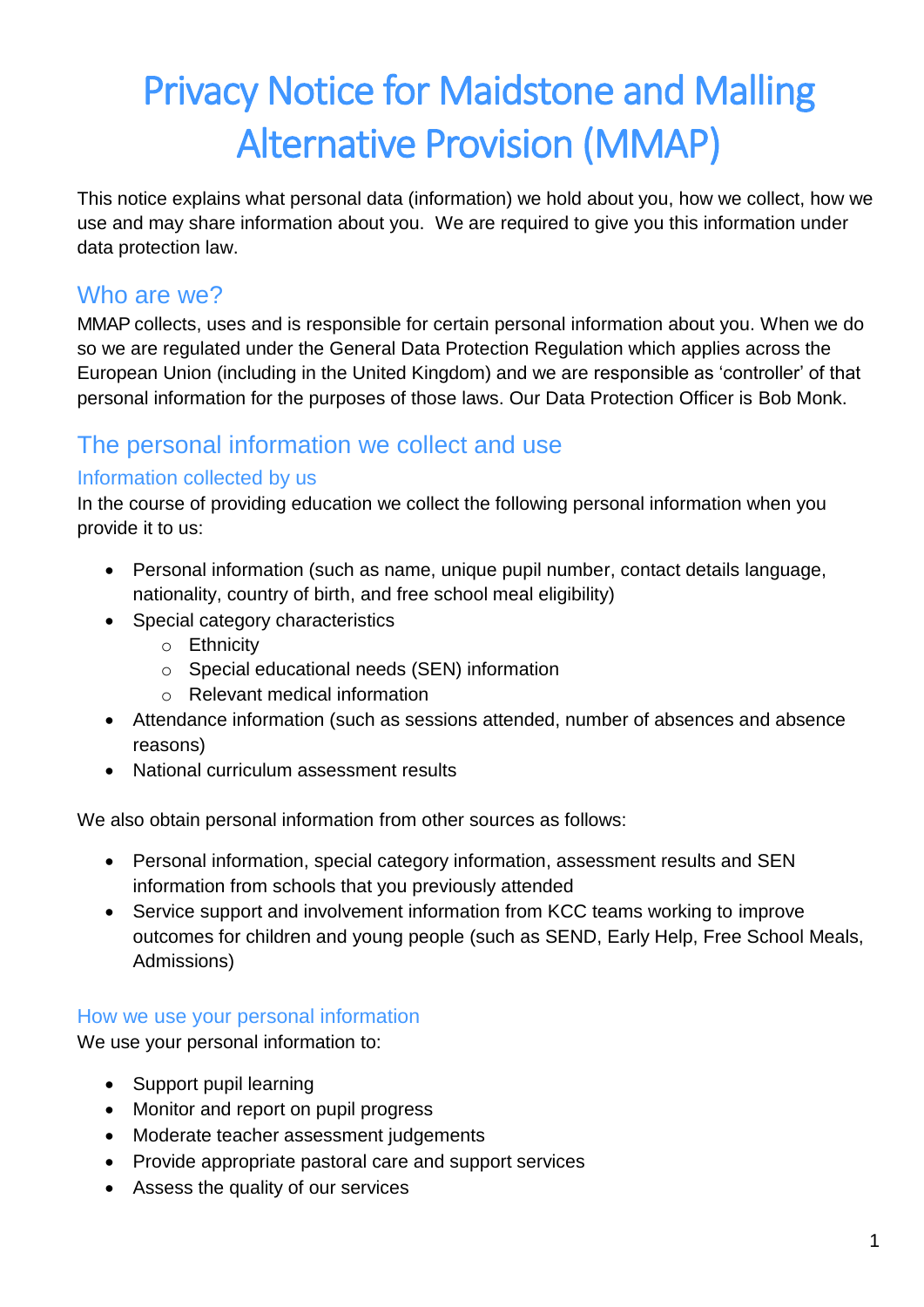# Privacy Notice for Maidstone and Malling Alternative Provision (MMAP)

This notice explains what personal data (information) we hold about you, how we collect, how we use and may share information about you. We are required to give you this information under data protection law.

## Who are we?

MMAP collects, uses and is responsible for certain personal information about you. When we do so we are regulated under the General Data Protection Regulation which applies across the European Union (including in the United Kingdom) and we are responsible as 'controller' of that personal information for the purposes of those laws. Our Data Protection Officer is Bob Monk.

## The personal information we collect and use

### Information collected by us

In the course of providing education we collect the following personal information when you provide it to us:

- Personal information (such as name, unique pupil number, contact details language, nationality, country of birth, and free school meal eligibility)
- Special category characteristics
    - Ethnicity
    - Special educational needs (SEN) information
    - Relevant medical information
- Attendance information (such as sessions attended, number of absences and absence reasons)
- National curriculum assessment results

We also obtain personal information from other sources as follows:

- Personal information, special category information, assessment results and SEN information from schools that you previously attended
- Service support and involvement information from KCC teams working to improve outcomes for children and young people (such as SEND, Early Help, Free School Meals, Admissions)

### How we use your personal information

We use your personal information to:

- Support pupil learning
- Monitor and report on pupil progress
- Moderate teacher assessment judgements
- Provide appropriate pastoral care and support services
- Assess the quality of our services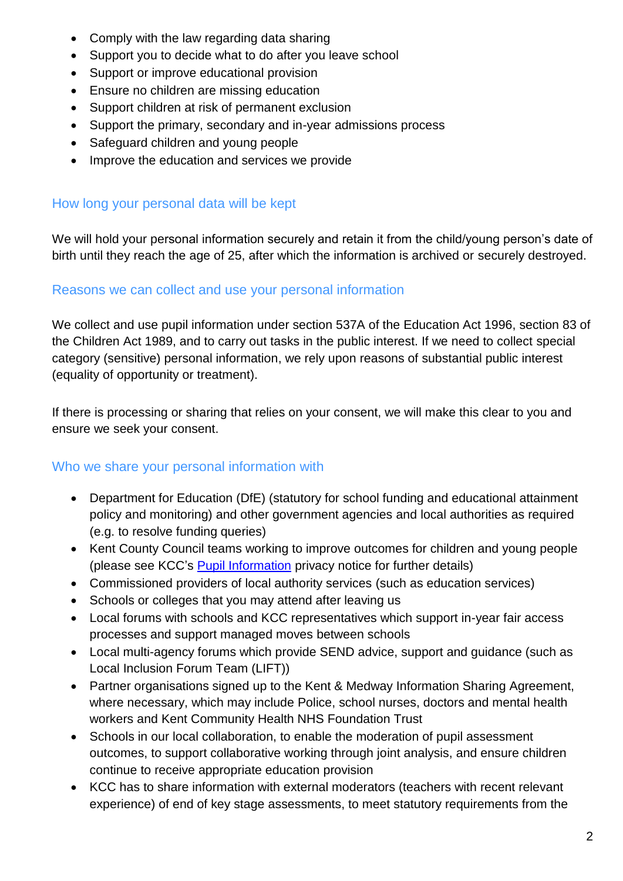- Comply with the law regarding data sharing
- Support you to decide what to do after you leave school
- Support or improve educational provision
- Ensure no children are missing education
- Support children at risk of permanent exclusion
- Support the primary, secondary and in-year admissions process
- Safeguard children and young people
- Improve the education and services we provide

## How long your personal data will be kept

We will hold your personal information securely and retain it from the child/young person's date of birth until they reach the age of 25, after which the information is archived or securely destroyed.

## Reasons we can collect and use your personal information

We collect and use pupil information under section 537A of the Education Act 1996, section 83 of the Children Act 1989, and to carry out tasks in the public interest. If we need to collect special category (sensitive) personal information, we rely upon reasons of substantial public interest (equality of opportunity or treatment).

If there is processing or sharing that relies on your consent, we will make this clear to you and ensure we seek your consent.

## Who we share your personal information with

- Department for Education (DfE) (statutory for school funding and educational attainment policy and monitoring) and other government agencies and local authorities as required (e.g. to resolve funding queries)
- Kent County Council teams working to improve outcomes for children and young people (please see KCC's Pupil Information privacy notice for further details)
- Commissioned providers of local authority services (such as education services)
- Schools or colleges that you may attend after leaving us
- Local forums with schools and KCC representatives which support in-year fair access processes and support managed moves between schools
- Local multi-agency forums which provide SEND advice, support and guidance (such as Local Inclusion Forum Team (LIFT))
- Partner organisations signed up to the Kent & Medway Information Sharing Agreement, where necessary, which may include Police, school nurses, doctors and mental health workers and Kent Community Health NHS Foundation Trust
- Schools in our local collaboration, to enable the moderation of pupil assessment outcomes, to support collaborative working through joint analysis, and ensure children continue to receive appropriate education provision
- KCC has to share information with external moderators (teachers with recent relevant experience) of end of key stage assessments, to meet statutory requirements from the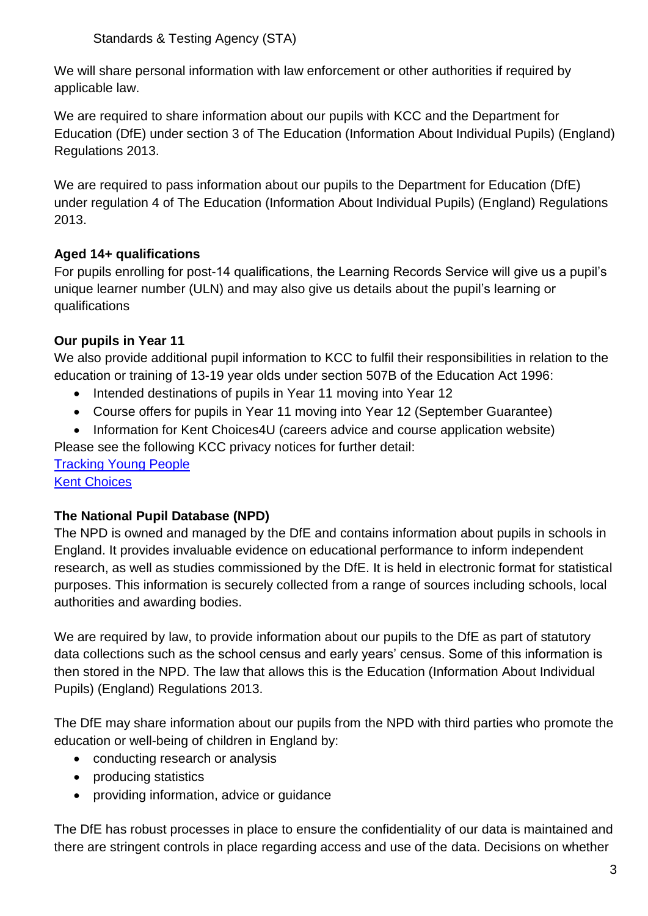Standards & Testing Agency (STA)

We will share personal information with law enforcement or other authorities if required by applicable law.

We are required to share information about our pupils with KCC and the Department for Education (DfE) under section 3 of The Education (Information About Individual Pupils) (England) Regulations 2013.

We are required to pass information about our pupils to the Department for Education (DfE) under regulation 4 of The Education (Information About Individual Pupils) (England) Regulations 2013.

**Aged 14+ qualifications**

For pupils enrolling for post-14 qualifications, the Learning Records Service will give us a pupil's unique learner number (ULN) and may also give us details about the pupil's learning or qualifications

**Our pupils in Year 11**

We also provide additional pupil information to KCC to fulfil their responsibilities in relation to the education or training of 13-19 year olds under section 507B of the Education Act 1996:

- Intended destinations of pupils in Year 11 moving into Year 12
- Course offers for pupils in Year 11 moving into Year 12 (September Guarantee)
- Information for Kent Choices4U (careers advice and course application website)

Please see the following KCC privacy notices for further detail:

Tracking Young People

Kent Choices

**The National Pupil Database (NPD)**

The NPD is owned and managed by the DfE and contains information about pupils in schools in England. It provides invaluable evidence on educational performance to inform independent research, as well as studies commissioned by the DfE. It is held in electronic format for statistical purposes. This information is securely collected from a range of sources including schools, local authorities and awarding bodies.

We are required by law, to provide information about our pupils to the DfE as part of statutory data collections such as the school census and early years' census. Some of this information is then stored in the NPD. The law that allows this is the Education (Information About Individual Pupils) (England) Regulations 2013.

The DfE may share information about our pupils from the NPD with third parties who promote the education or well-being of children in England by:

- conducting research or analysis
- producing statistics
- providing information, advice or guidance

The DfE has robust processes in place to ensure the confidentiality of our data is maintained and there are stringent controls in place regarding access and use of the data. Decisions on whether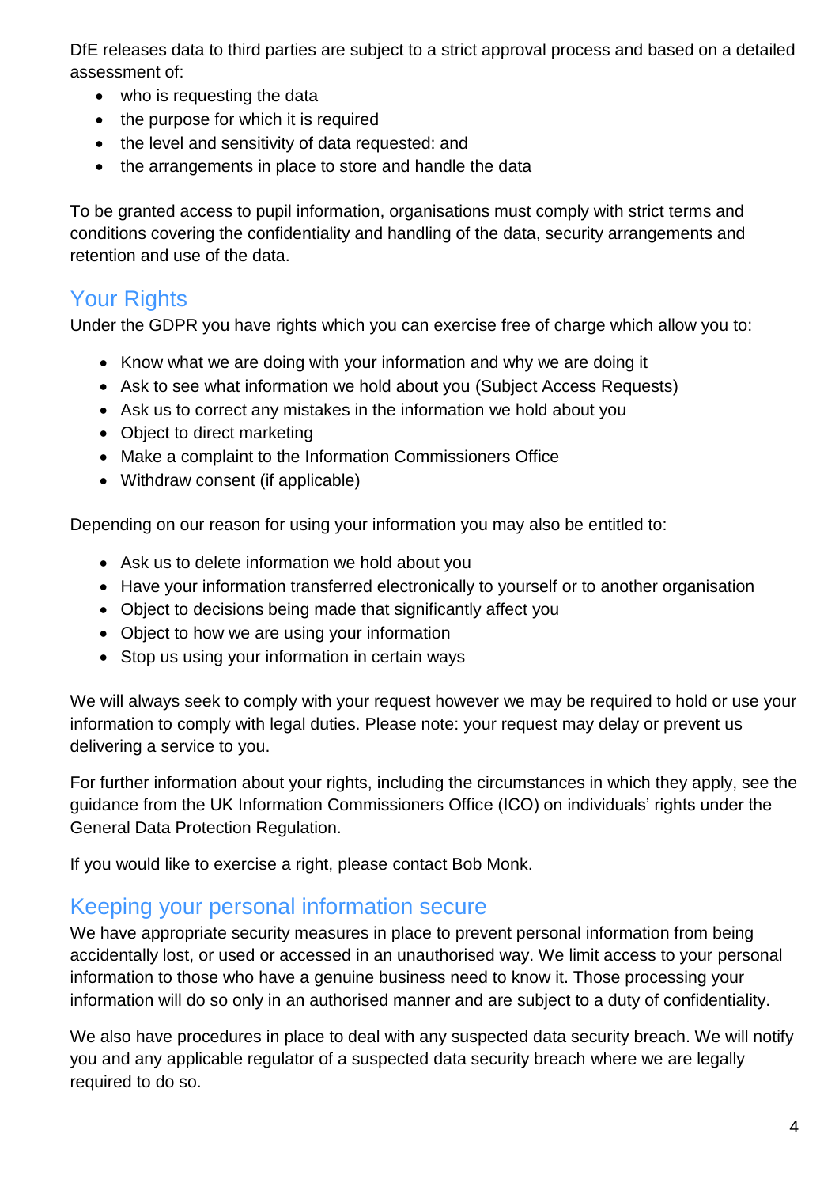DfE releases data to third parties are subject to a strict approval process and based on a detailed assessment of:

- who is requesting the data
- the purpose for which it is required
- the level and sensitivity of data requested: and
- the arrangements in place to store and handle the data

To be granted access to pupil information, organisations must comply with strict terms and conditions covering the confidentiality and handling of the data, security arrangements and retention and use of the data.

## Your Rights

Under the GDPR you have rights which you can exercise free of charge which allow you to:

- Know what we are doing with your information and why we are doing it
- Ask to see what information we hold about you (Subject Access Requests)
- Ask us to correct any mistakes in the information we hold about you
- Object to direct marketing
- Make a complaint to the Information Commissioners Office
- Withdraw consent (if applicable)

Depending on our reason for using your information you may also be entitled to:

- Ask us to delete information we hold about you
- Have your information transferred electronically to yourself or to another organisation
- Object to decisions being made that significantly affect you
- Object to how we are using your information
- Stop us using your information in certain ways

We will always seek to comply with your request however we may be required to hold or use your information to comply with legal duties. Please note: your request may delay or prevent us delivering a service to you.

For further information about your rights, including the circumstances in which they apply, see the guidance from the UK Information Commissioners Office (ICO) on individuals' rights under the General Data Protection Regulation.

If you would like to exercise a right, please contact Bob Monk.

## Keeping your personal information secure

We have appropriate security measures in place to prevent personal information from being accidentally lost, or used or accessed in an unauthorised way. We limit access to your personal information to those who have a genuine business need to know it. Those processing your information will do so only in an authorised manner and are subject to a duty of confidentiality.

We also have procedures in place to deal with any suspected data security breach. We will notify you and any applicable regulator of a suspected data security breach where we are legally required to do so.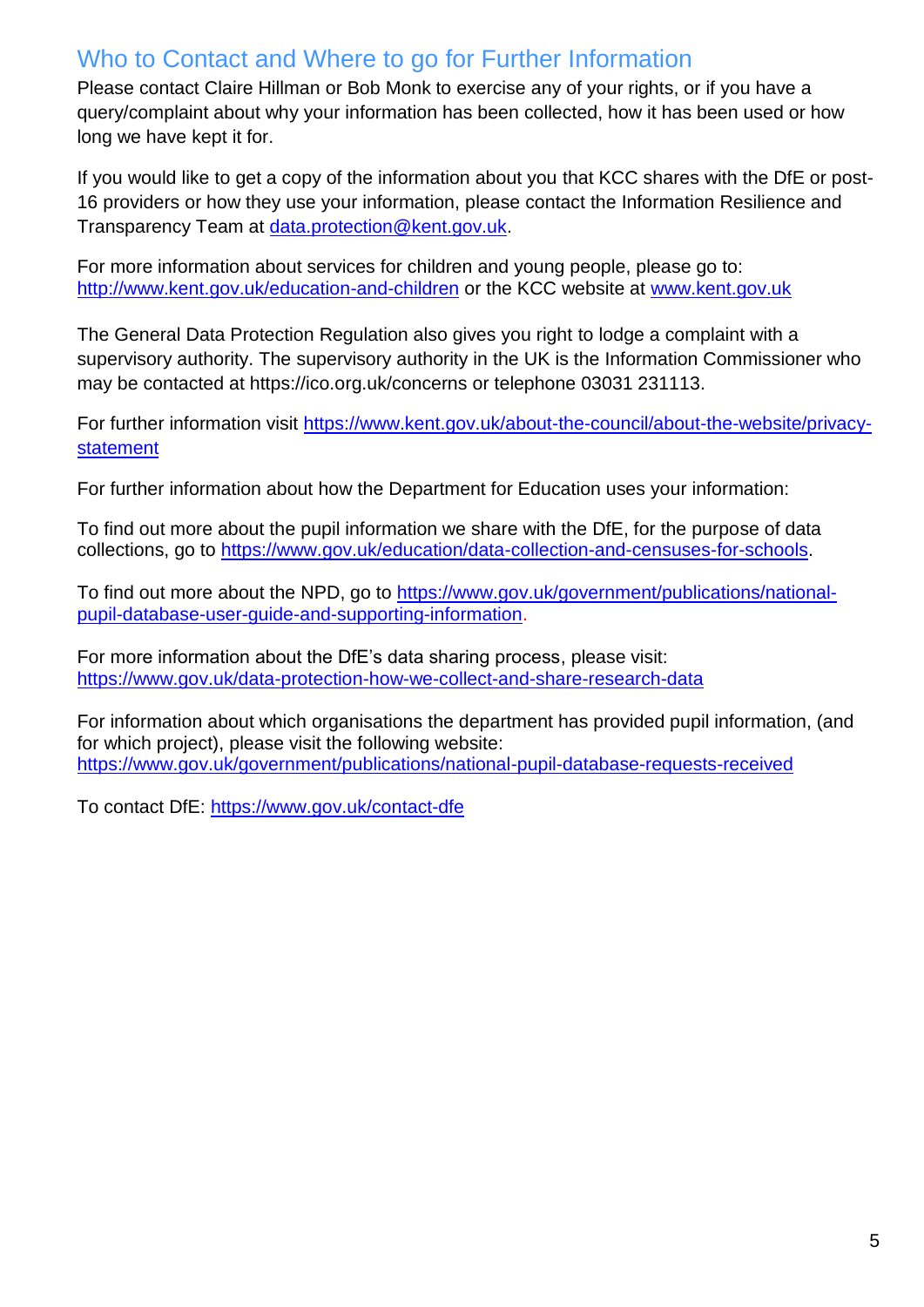## Who to Contact and Where to go for Further Information

Please contact Claire Hillman or Bob Monk to exercise any of your rights, or if you have a query/complaint about why your information has been collected, how it has been used or how long we have kept it for.

If you would like to get a copy of the information about you that KCC shares with the DfE or post-16 providers or how they use your information, please contact the Information Resilience and Transparency Team at data.protection@kent.gov.uk.

For more information about services for children and young people, please go to: http://www.kent.gov.uk/education-and-children or the KCC website at www.kent.gov.uk

The General Data Protection Regulation also gives you right to lodge a complaint with a supervisory authority. The supervisory authority in the UK is the Information Commissioner who may be contacted at https://ico.org.uk/concerns or telephone 03031 231113.

For further information visit https://www.kent.gov.uk/about-the-council/about-the-website/privacy-statement

For further information about how the Department for Education uses your information:

To find out more about the pupil information we share with the DfE, for the purpose of data collections, go to https://www.gov.uk/education/data-collection-and-censuses-for-schools.

To find out more about the NPD, go to https://www.gov.uk/government/publications/national-pupil-database-user-guide-and-supporting-information.

For more information about the DfE's data sharing process, please visit: https://www.gov.uk/data-protection-how-we-collect-and-share-research-data

For information about which organisations the department has provided pupil information, (and for which project), please visit the following website: https://www.gov.uk/government/publications/national-pupil-database-requests-received

To contact DfE: https://www.gov.uk/contact-dfe